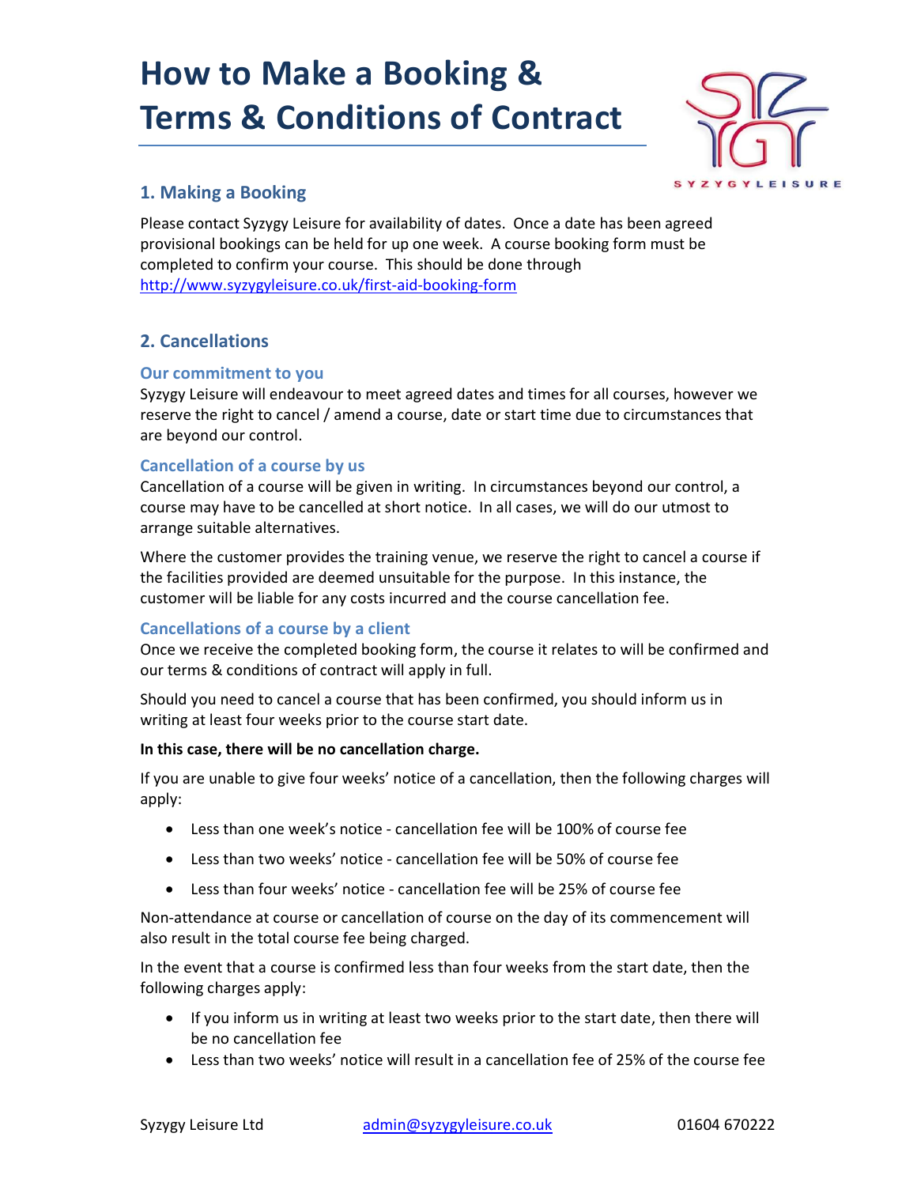# How to Make a Booking & Terms & Conditions of Contract

## 1. Making a Booking

Please contact Syzygy Leisure for availability of dates. Once a date has been agreed provisional bookings can be held for up one week. A course booking form must be completed to confirm your course. This should be done through http://www.syzygyleisure.co.uk/first-aid-booking-form

## 2. Cancellations

### Our commitment to you

Syzygy Leisure will endeavour to meet agreed dates and times for all courses, however we reserve the right to cancel / amend a course, date or start time due to circumstances that are beyond our control.

### Cancellation of a course by us

Cancellation of a course will be given in writing. In circumstances beyond our control, a course may have to be cancelled at short notice. In all cases, we will do our utmost to arrange suitable alternatives.

Where the customer provides the training venue, we reserve the right to cancel a course if the facilities provided are deemed unsuitable for the purpose. In this instance, the customer will be liable for any costs incurred and the course cancellation fee.

### Cancellations of a course by a client

Once we receive the completed booking form, the course it relates to will be confirmed and our terms & conditions of contract will apply in full.

Should you need to cancel a course that has been confirmed, you should inform us in writing at least four weeks prior to the course start date.

**In this case, there will be no cancellation charge.**

If you are unable to give four weeks' notice of a cancellation, then the following charges will apply:

- Less than one week's notice - cancellation fee will be 100% of course fee
- Less than two weeks' notice - cancellation fee will be 50% of course fee
- Less than four weeks' notice - cancellation fee will be 25% of course fee

Non-attendance at course or cancellation of course on the day of its commencement will also result in the total course fee being charged.

In the event that a course is confirmed less than four weeks from the start date, then the following charges apply:

- If you inform us in writing at least two weeks prior to the start date, then there will be no cancellation fee
- Less than two weeks' notice will result in a cancellation fee of 25% of the course fee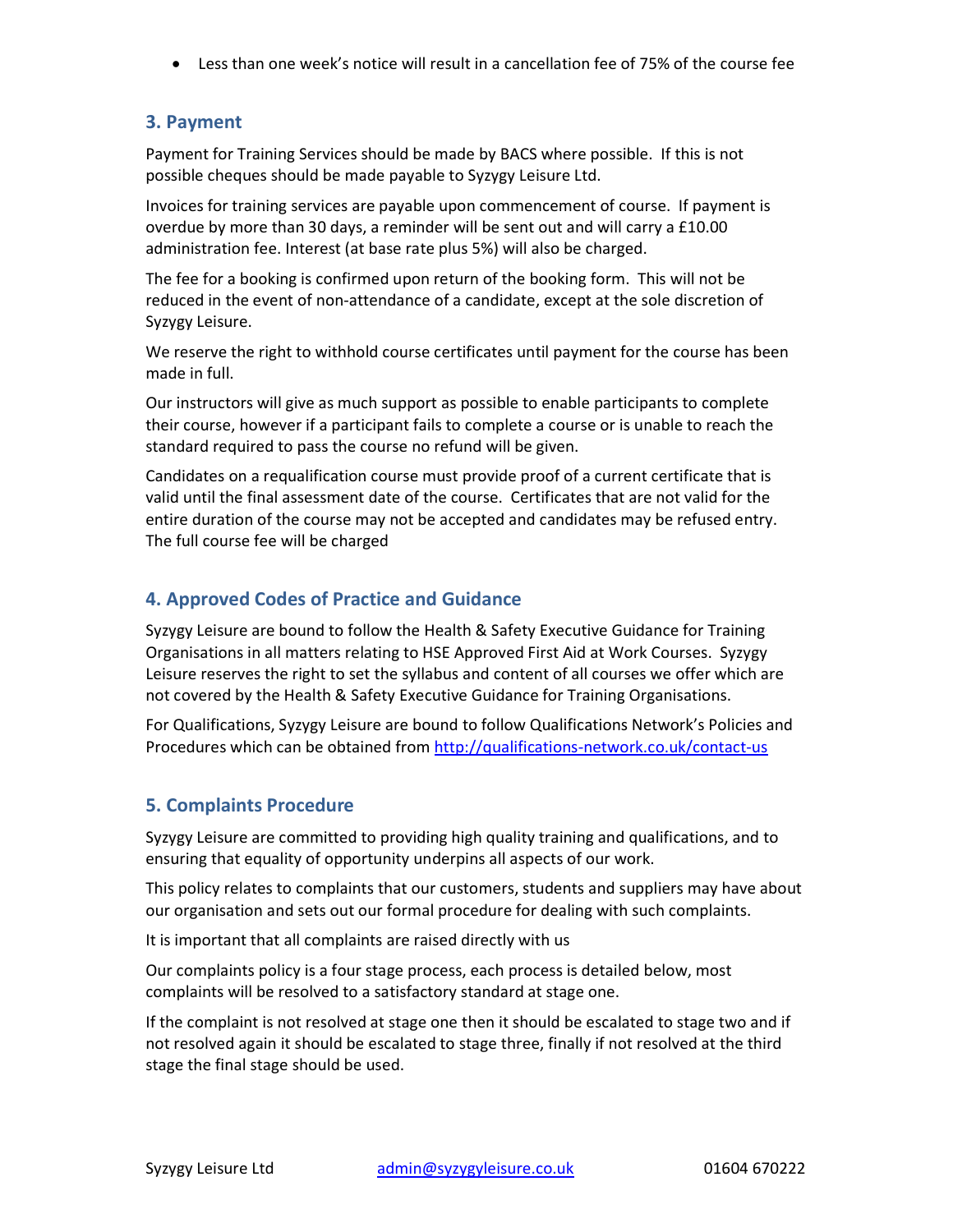- Less than one week's notice will result in a cancellation fee of 75% of the course fee

## 3. Payment

Payment for Training Services should be made by BACS where possible. If this is not possible cheques should be made payable to Syzygy Leisure Ltd.

Invoices for training services are payable upon commencement of course. If payment is overdue by more than 30 days, a reminder will be sent out and will carry a £10.00 administration fee. Interest (at base rate plus 5%) will also be charged.

The fee for a booking is confirmed upon return of the booking form. This will not be reduced in the event of non-attendance of a candidate, except at the sole discretion of Syzygy Leisure.

We reserve the right to withhold course certificates until payment for the course has been made in full.

Our instructors will give as much support as possible to enable participants to complete their course, however if a participant fails to complete a course or is unable to reach the standard required to pass the course no refund will be given.

Candidates on a requalification course must provide proof of a current certificate that is valid until the final assessment date of the course. Certificates that are not valid for the entire duration of the course may not be accepted and candidates may be refused entry. The full course fee will be charged

## 4. Approved Codes of Practice and Guidance

Syzygy Leisure are bound to follow the Health & Safety Executive Guidance for Training Organisations in all matters relating to HSE Approved First Aid at Work Courses. Syzygy Leisure reserves the right to set the syllabus and content of all courses we offer which are not covered by the Health & Safety Executive Guidance for Training Organisations.

For Qualifications, Syzygy Leisure are bound to follow Qualifications Network's Policies and Procedures which can be obtained from http://qualifications-network.co.uk/contact-us

## 5. Complaints Procedure

Syzygy Leisure are committed to providing high quality training and qualifications, and to ensuring that equality of opportunity underpins all aspects of our work.

This policy relates to complaints that our customers, students and suppliers may have about our organisation and sets out our formal procedure for dealing with such complaints.

It is important that all complaints are raised directly with us

Our complaints policy is a four stage process, each process is detailed below, most complaints will be resolved to a satisfactory standard at stage one.

If the complaint is not resolved at stage one then it should be escalated to stage two and if not resolved again it should be escalated to stage three, finally if not resolved at the third stage the final stage should be used.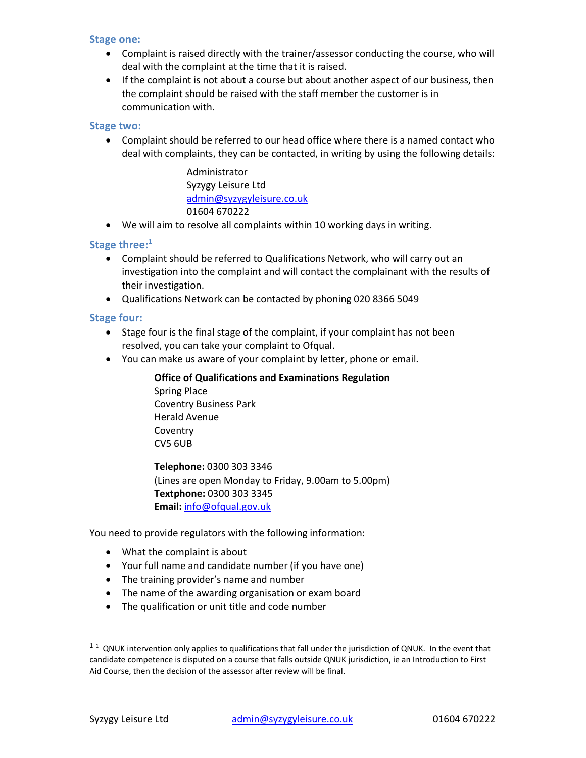### Stage one:

- Complaint is raised directly with the trainer/assessor conducting the course, who will deal with the complaint at the time that it is raised.
- If the complaint is not about a course but about another aspect of our business, then the complaint should be raised with the staff member the customer is in communication with.

### Stage two:

- Complaint should be referred to our head office where there is a named contact who deal with complaints, they can be contacted, in writing by using the following details:

  Administrator
  Syzygy Leisure Ltd
  admin@syzygyleisure.co.uk
  01604 670222

- We will aim to resolve all complaints within 10 working days in writing.

### Stage three:[1]

- Complaint should be referred to Qualifications Network, who will carry out an investigation into the complaint and will contact the complainant with the results of their investigation.
- Qualifications Network can be contacted by phoning 020 8366 5049

### Stage four:

- Stage four is the final stage of the complaint, if your complaint has not been resolved, you can take your complaint to Ofqual.
- You can make us aware of your complaint by letter, phone or email.

  **Office of Qualifications and Examinations Regulation**
  Spring Place
  Coventry Business Park
  Herald Avenue
  Coventry
  CV5 6UB

  **Telephone:** 0300 303 3346
  (Lines are open Monday to Friday, 9.00am to 5.00pm)
  **Textphone:** 0300 303 3345
  **Email:** info@ofqual.gov.uk

You need to provide regulators with the following information:

- What the complaint is about
- Your full name and candidate number (if you have one)
- The training provider's name and number
- The name of the awarding organisation or exam board
- The qualification or unit title and code number

---

[1] [1] QNUK intervention only applies to qualifications that fall under the jurisdiction of QNUK. In the event that candidate competence is disputed on a course that falls outside QNUK jurisdiction, ie an Introduction to First Aid Course, then the decision of the assessor after review will be final.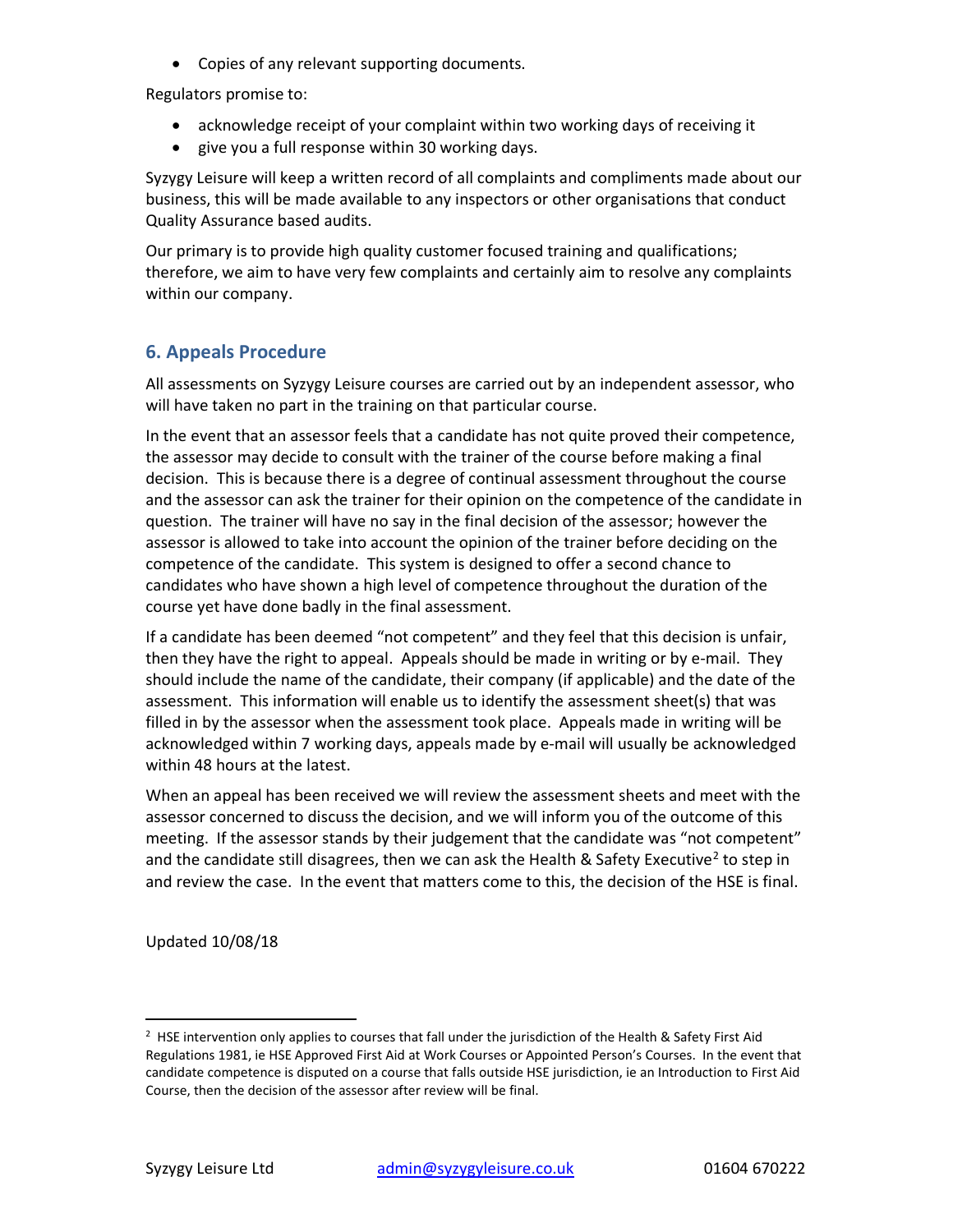- Copies of any relevant supporting documents.

Regulators promise to:

- acknowledge receipt of your complaint within two working days of receiving it
- give you a full response within 30 working days.

Syzygy Leisure will keep a written record of all complaints and compliments made about our business, this will be made available to any inspectors or other organisations that conduct Quality Assurance based audits.

Our primary is to provide high quality customer focused training and qualifications; therefore, we aim to have very few complaints and certainly aim to resolve any complaints within our company.

## 6. Appeals Procedure

All assessments on Syzygy Leisure courses are carried out by an independent assessor, who will have taken no part in the training on that particular course.

In the event that an assessor feels that a candidate has not quite proved their competence, the assessor may decide to consult with the trainer of the course before making a final decision. This is because there is a degree of continual assessment throughout the course and the assessor can ask the trainer for their opinion on the competence of the candidate in question. The trainer will have no say in the final decision of the assessor; however the assessor is allowed to take into account the opinion of the trainer before deciding on the competence of the candidate. This system is designed to offer a second chance to candidates who have shown a high level of competence throughout the duration of the course yet have done badly in the final assessment.

If a candidate has been deemed "not competent" and they feel that this decision is unfair, then they have the right to appeal. Appeals should be made in writing or by e-mail. They should include the name of the candidate, their company (if applicable) and the date of the assessment. This information will enable us to identify the assessment sheet(s) that was filled in by the assessor when the assessment took place. Appeals made in writing will be acknowledged within 7 working days, appeals made by e-mail will usually be acknowledged within 48 hours at the latest.

When an appeal has been received we will review the assessment sheets and meet with the assessor concerned to discuss the decision, and we will inform you of the outcome of this meeting. If the assessor stands by their judgement that the candidate was "not competent" and the candidate still disagrees, then we can ask the Health & Safety Executive[2] to step in and review the case. In the event that matters come to this, the decision of the HSE is final.

Updated 10/08/18

[2] HSE intervention only applies to courses that fall under the jurisdiction of the Health & Safety First Aid Regulations 1981, ie HSE Approved First Aid at Work Courses or Appointed Person's Courses. In the event that candidate competence is disputed on a course that falls outside HSE jurisdiction, ie an Introduction to First Aid Course, then the decision of the assessor after review will be final.